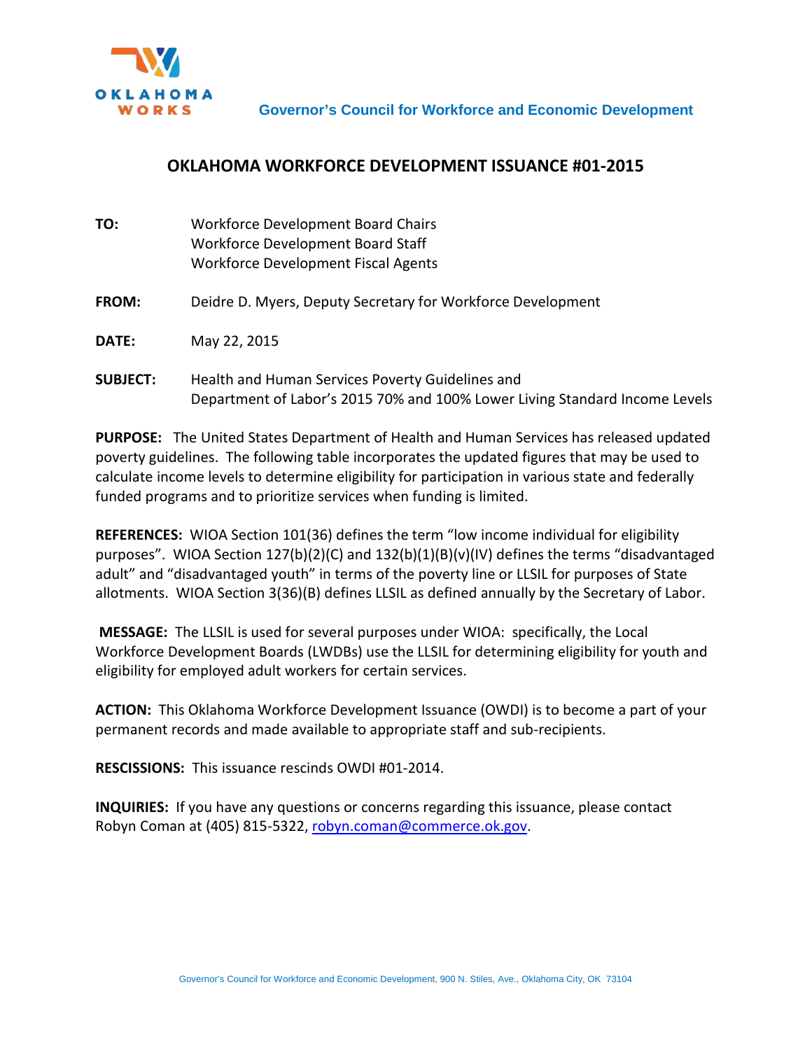Governor's Council for Workforce and Economic Development

# OKLAHOMA WORKFORCE DEVELOPMENT ISSUANCE #01-2015

**TO:** Workforce Development Board Chairs
Workforce Development Board Staff
Workforce Development Fiscal Agents

**FROM:** Deidre D. Myers, Deputy Secretary for Workforce Development

**DATE:** May 22, 2015

**SUBJECT:** Health and Human Services Poverty Guidelines and
Department of Labor's 2015 70% and 100% Lower Living Standard Income Levels

**PURPOSE:** The United States Department of Health and Human Services has released updated poverty guidelines. The following table incorporates the updated figures that may be used to calculate income levels to determine eligibility for participation in various state and federally funded programs and to prioritize services when funding is limited.

**REFERENCES:** WIOA Section 101(36) defines the term "low income individual for eligibility purposes". WIOA Section 127(b)(2)(C) and 132(b)(1)(B)(v)(IV) defines the terms "disadvantaged adult" and "disadvantaged youth" in terms of the poverty line or LLSIL for purposes of State allotments. WIOA Section 3(36)(B) defines LLSIL as defined annually by the Secretary of Labor.

**MESSAGE:** The LLSIL is used for several purposes under WIOA: specifically, the Local Workforce Development Boards (LWDBs) use the LLSIL for determining eligibility for youth and eligibility for employed adult workers for certain services.

**ACTION:** This Oklahoma Workforce Development Issuance (OWDI) is to become a part of your permanent records and made available to appropriate staff and sub-recipients.

**RESCISSIONS:** This issuance rescinds OWDI #01-2014.

**INQUIRIES:** If you have any questions or concerns regarding this issuance, please contact Robyn Coman at (405) 815-5322, robyn.coman@commerce.ok.gov.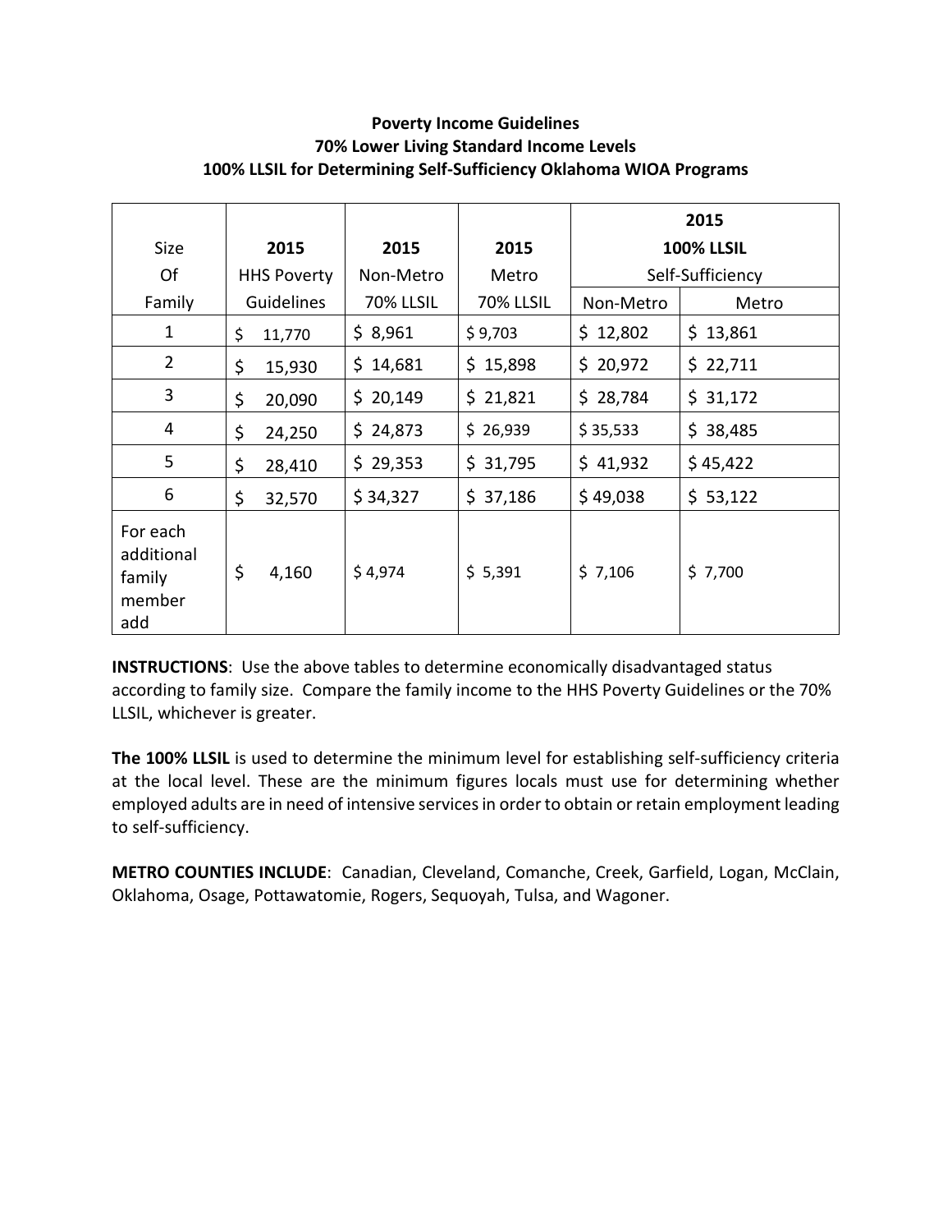**Poverty Income Guidelines**
**70% Lower Living Standard Income Levels**
**100% LLSIL for Determining Self-Sufficiency Oklahoma WIOA Programs**

| Size Of Family | 2015 HHS Poverty Guidelines | 2015 Non-Metro 70% LLSIL | 2015 Metro 70% LLSIL | 2015 100% LLSIL Self-Sufficiency | |
|---|---|---|---|---|---|
| | | | | Non-Metro | Metro |
| 1 | $ 11,770 | $ 8,961 | $ 9,703 | $ 12,802 | $ 13,861 |
| 2 | $ 15,930 | $ 14,681 | $ 15,898 | $ 20,972 | $ 22,711 |
| 3 | $ 20,090 | $ 20,149 | $ 21,821 | $ 28,784 | $ 31,172 |
| 4 | $ 24,250 | $ 24,873 | $ 26,939 | $ 35,533 | $ 38,485 |
| 5 | $ 28,410 | $ 29,353 | $ 31,795 | $ 41,932 | $ 45,422 |
| 6 | $ 32,570 | $ 34,327 | $ 37,186 | $ 49,038 | $ 53,122 |
| For each additional family member add | $ 4,160 | $ 4,974 | $ 5,391 | $ 7,106 | $ 7,700 |

**INSTRUCTIONS**: Use the above tables to determine economically disadvantaged status according to family size. Compare the family income to the HHS Poverty Guidelines or the 70% LLSIL, whichever is greater.

**The 100% LLSIL** is used to determine the minimum level for establishing self-sufficiency criteria at the local level. These are the minimum figures locals must use for determining whether employed adults are in need of intensive services in order to obtain or retain employment leading to self-sufficiency.

**METRO COUNTIES INCLUDE**: Canadian, Cleveland, Comanche, Creek, Garfield, Logan, McClain, Oklahoma, Osage, Pottawatomie, Rogers, Sequoyah, Tulsa, and Wagoner.